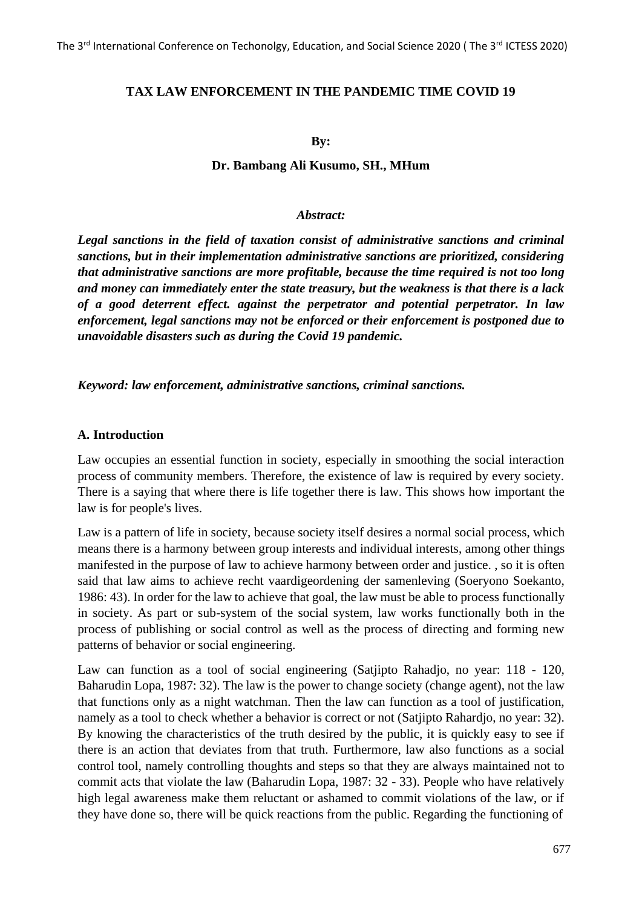# TAX LAW ENFORCEMENT IN THE PANDEMIC TIME COVID 19

**By:**

**Dr. Bambang Ali Kusumo, SH., MHum**

***Abstract:***

***Legal sanctions in the field of taxation consist of administrative sanctions and criminal sanctions, but in their implementation administrative sanctions are prioritized, considering that administrative sanctions are more profitable, because the time required is not too long and money can immediately enter the state treasury, but the weakness is that there is a lack of a good deterrent effect. against the perpetrator and potential perpetrator. In law enforcement, legal sanctions may not be enforced or their enforcement is postponed due to unavoidable disasters such as during the Covid 19 pandemic.***

***Keyword: law enforcement, administrative sanctions, criminal sanctions.***

## A. Introduction

Law occupies an essential function in society, especially in smoothing the social interaction process of community members. Therefore, the existence of law is required by every society. There is a saying that where there is life together there is law. This shows how important the law is for people's lives.

Law is a pattern of life in society, because society itself desires a normal social process, which means there is a harmony between group interests and individual interests, among other things manifested in the purpose of law to achieve harmony between order and justice. , so it is often said that law aims to achieve recht vaardigeordening der samenleving (Soeryono Soekanto, 1986: 43). In order for the law to achieve that goal, the law must be able to process functionally in society. As part or sub-system of the social system, law works functionally both in the process of publishing or social control as well as the process of directing and forming new patterns of behavior or social engineering.

Law can function as a tool of social engineering (Satjipto Rahadjo, no year: 118 - 120, Baharudin Lopa, 1987: 32). The law is the power to change society (change agent), not the law that functions only as a night watchman. Then the law can function as a tool of justification, namely as a tool to check whether a behavior is correct or not (Satjipto Rahardjo, no year: 32). By knowing the characteristics of the truth desired by the public, it is quickly easy to see if there is an action that deviates from that truth. Furthermore, law also functions as a social control tool, namely controlling thoughts and steps so that they are always maintained not to commit acts that violate the law (Baharudin Lopa, 1987: 32 - 33). People who have relatively high legal awareness make them reluctant or ashamed to commit violations of the law, or if they have done so, there will be quick reactions from the public. Regarding the functioning of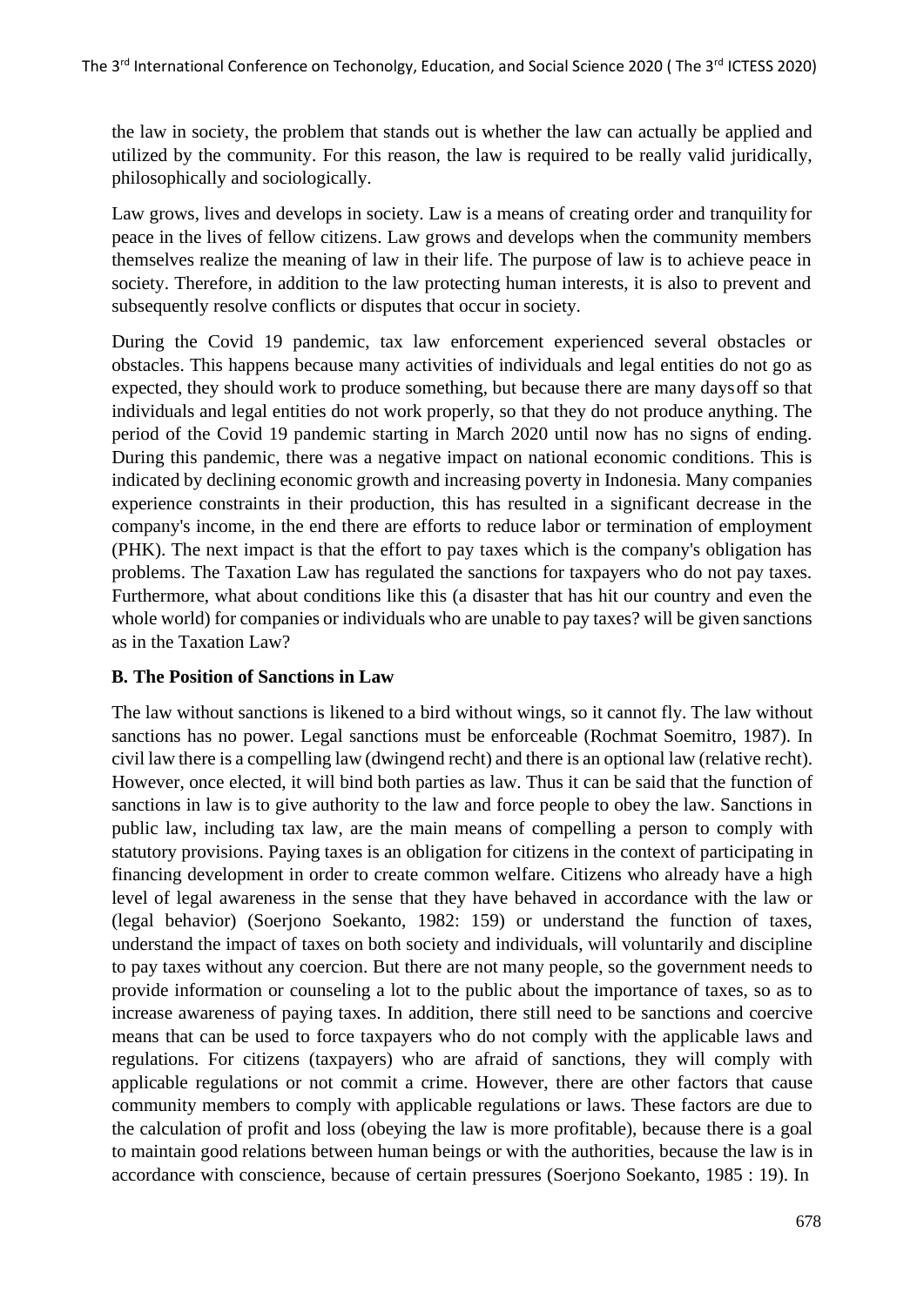the law in society, the problem that stands out is whether the law can actually be applied and utilized by the community. For this reason, the law is required to be really valid juridically, philosophically and sociologically.

Law grows, lives and develops in society. Law is a means of creating order and tranquility for peace in the lives of fellow citizens. Law grows and develops when the community members themselves realize the meaning of law in their life. The purpose of law is to achieve peace in society. Therefore, in addition to the law protecting human interests, it is also to prevent and subsequently resolve conflicts or disputes that occur in society.

During the Covid 19 pandemic, tax law enforcement experienced several obstacles or obstacles. This happens because many activities of individuals and legal entities do not go as expected, they should work to produce something, but because there are many days off so that individuals and legal entities do not work properly, so that they do not produce anything. The period of the Covid 19 pandemic starting in March 2020 until now has no signs of ending. During this pandemic, there was a negative impact on national economic conditions. This is indicated by declining economic growth and increasing poverty in Indonesia. Many companies experience constraints in their production, this has resulted in a significant decrease in the company's income, in the end there are efforts to reduce labor or termination of employment (PHK). The next impact is that the effort to pay taxes which is the company's obligation has problems. The Taxation Law has regulated the sanctions for taxpayers who do not pay taxes. Furthermore, what about conditions like this (a disaster that has hit our country and even the whole world) for companies or individuals who are unable to pay taxes? will be given sanctions as in the Taxation Law?

**B. The Position of Sanctions in Law**

The law without sanctions is likened to a bird without wings, so it cannot fly. The law without sanctions has no power. Legal sanctions must be enforceable (Rochmat Soemitro, 1987). In civil law there is a compelling law (dwingend recht) and there is an optional law (relative recht). However, once elected, it will bind both parties as law. Thus it can be said that the function of sanctions in law is to give authority to the law and force people to obey the law. Sanctions in public law, including tax law, are the main means of compelling a person to comply with statutory provisions. Paying taxes is an obligation for citizens in the context of participating in financing development in order to create common welfare. Citizens who already have a high level of legal awareness in the sense that they have behaved in accordance with the law or (legal behavior) (Soerjono Soekanto, 1982: 159) or understand the function of taxes, understand the impact of taxes on both society and individuals, will voluntarily and discipline to pay taxes without any coercion. But there are not many people, so the government needs to provide information or counseling a lot to the public about the importance of taxes, so as to increase awareness of paying taxes. In addition, there still need to be sanctions and coercive means that can be used to force taxpayers who do not comply with the applicable laws and regulations. For citizens (taxpayers) who are afraid of sanctions, they will comply with applicable regulations or not commit a crime. However, there are other factors that cause community members to comply with applicable regulations or laws. These factors are due to the calculation of profit and loss (obeying the law is more profitable), because there is a goal to maintain good relations between human beings or with the authorities, because the law is in accordance with conscience, because of certain pressures (Soerjono Soekanto, 1985 : 19). In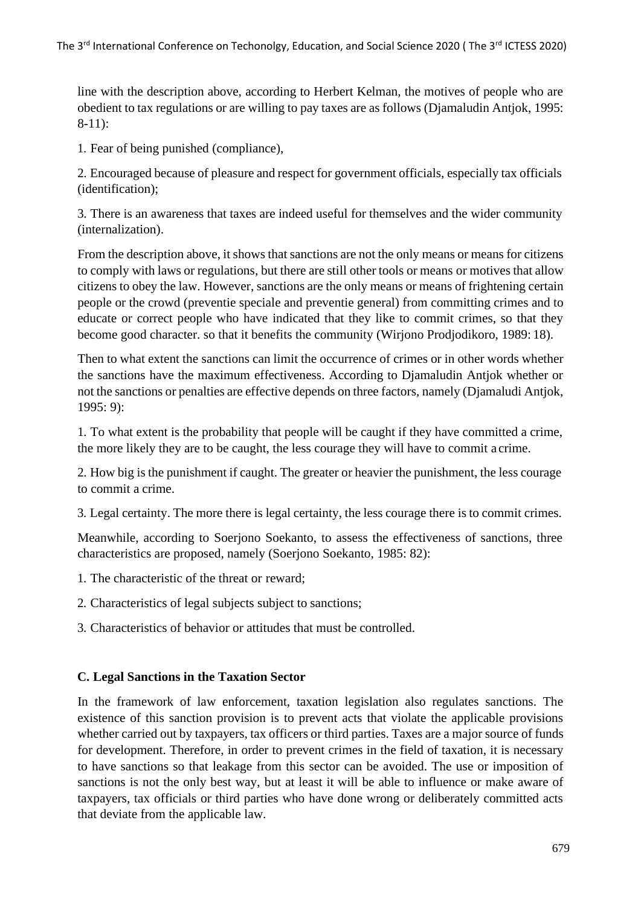line with the description above, according to Herbert Kelman, the motives of people who are obedient to tax regulations or are willing to pay taxes are as follows (Djamaludin Antjok, 1995: 8-11):

1. Fear of being punished (compliance),

2. Encouraged because of pleasure and respect for government officials, especially tax officials (identification);

3. There is an awareness that taxes are indeed useful for themselves and the wider community (internalization).

From the description above, it shows that sanctions are not the only means or means for citizens to comply with laws or regulations, but there are still other tools or means or motives that allow citizens to obey the law. However, sanctions are the only means or means of frightening certain people or the crowd (preventie speciale and preventie general) from committing crimes and to educate or correct people who have indicated that they like to commit crimes, so that they become good character. so that it benefits the community (Wirjono Prodjodikoro, 1989: 18).

Then to what extent the sanctions can limit the occurrence of crimes or in other words whether the sanctions have the maximum effectiveness. According to Djamaludin Antjok whether or not the sanctions or penalties are effective depends on three factors, namely (Djamaludi Antjok, 1995: 9):

1. To what extent is the probability that people will be caught if they have committed a crime, the more likely they are to be caught, the less courage they will have to commit a crime.

2. How big is the punishment if caught. The greater or heavier the punishment, the less courage to commit a crime.

3. Legal certainty. The more there is legal certainty, the less courage there is to commit crimes.

Meanwhile, according to Soerjono Soekanto, to assess the effectiveness of sanctions, three characteristics are proposed, namely (Soerjono Soekanto, 1985: 82):

1. The characteristic of the threat or reward;

2. Characteristics of legal subjects subject to sanctions;

3. Characteristics of behavior or attitudes that must be controlled.

### C. Legal Sanctions in the Taxation Sector

In the framework of law enforcement, taxation legislation also regulates sanctions. The existence of this sanction provision is to prevent acts that violate the applicable provisions whether carried out by taxpayers, tax officers or third parties. Taxes are a major source of funds for development. Therefore, in order to prevent crimes in the field of taxation, it is necessary to have sanctions so that leakage from this sector can be avoided. The use or imposition of sanctions is not the only best way, but at least it will be able to influence or make aware of taxpayers, tax officials or third parties who have done wrong or deliberately committed acts that deviate from the applicable law.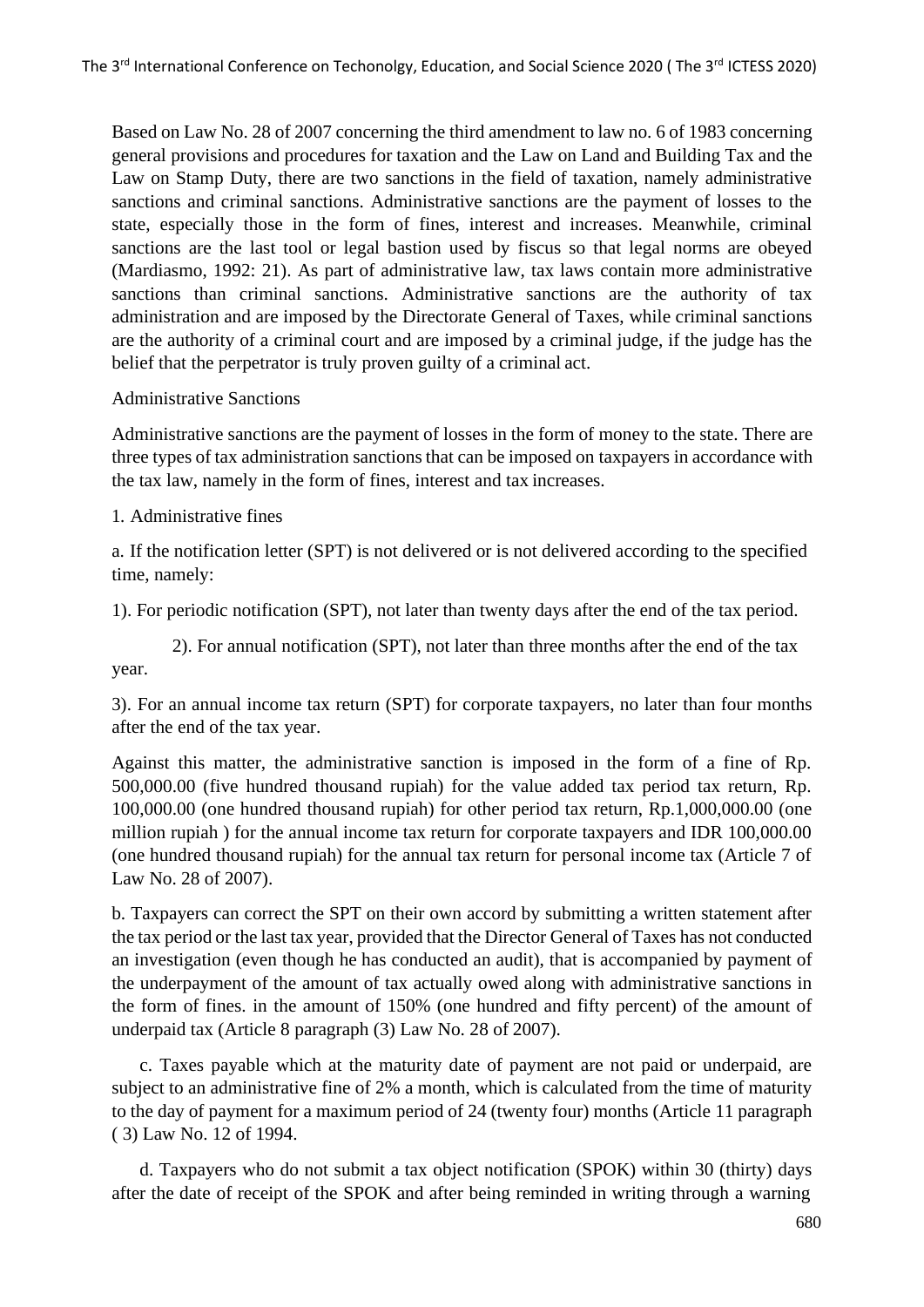Based on Law No. 28 of 2007 concerning the third amendment to law no. 6 of 1983 concerning general provisions and procedures for taxation and the Law on Land and Building Tax and the Law on Stamp Duty, there are two sanctions in the field of taxation, namely administrative sanctions and criminal sanctions. Administrative sanctions are the payment of losses to the state, especially those in the form of fines, interest and increases. Meanwhile, criminal sanctions are the last tool or legal bastion used by fiscus so that legal norms are obeyed (Mardiasmo, 1992: 21). As part of administrative law, tax laws contain more administrative sanctions than criminal sanctions. Administrative sanctions are the authority of tax administration and are imposed by the Directorate General of Taxes, while criminal sanctions are the authority of a criminal court and are imposed by a criminal judge, if the judge has the belief that the perpetrator is truly proven guilty of a criminal act.

Administrative Sanctions

Administrative sanctions are the payment of losses in the form of money to the state. There are three types of tax administration sanctions that can be imposed on taxpayers in accordance with the tax law, namely in the form of fines, interest and tax increases.

1. Administrative fines

a. If the notification letter (SPT) is not delivered or is not delivered according to the specified time, namely:

1). For periodic notification (SPT), not later than twenty days after the end of the tax period.

2). For annual notification (SPT), not later than three months after the end of the tax year.

3). For an annual income tax return (SPT) for corporate taxpayers, no later than four months after the end of the tax year.

Against this matter, the administrative sanction is imposed in the form of a fine of Rp. 500,000.00 (five hundred thousand rupiah) for the value added tax period tax return, Rp. 100,000.00 (one hundred thousand rupiah) for other period tax return, Rp.1,000,000.00 (one million rupiah ) for the annual income tax return for corporate taxpayers and IDR 100,000.00 (one hundred thousand rupiah) for the annual tax return for personal income tax (Article 7 of Law No. 28 of 2007).

b. Taxpayers can correct the SPT on their own accord by submitting a written statement after the tax period or the last tax year, provided that the Director General of Taxes has not conducted an investigation (even though he has conducted an audit), that is accompanied by payment of the underpayment of the amount of tax actually owed along with administrative sanctions in the form of fines. in the amount of 150% (one hundred and fifty percent) of the amount of underpaid tax (Article 8 paragraph (3) Law No. 28 of 2007).

c. Taxes payable which at the maturity date of payment are not paid or underpaid, are subject to an administrative fine of 2% a month, which is calculated from the time of maturity to the day of payment for a maximum period of 24 (twenty four) months (Article 11 paragraph ( 3) Law No. 12 of 1994.

d. Taxpayers who do not submit a tax object notification (SPOK) within 30 (thirty) days after the date of receipt of the SPOK and after being reminded in writing through a warning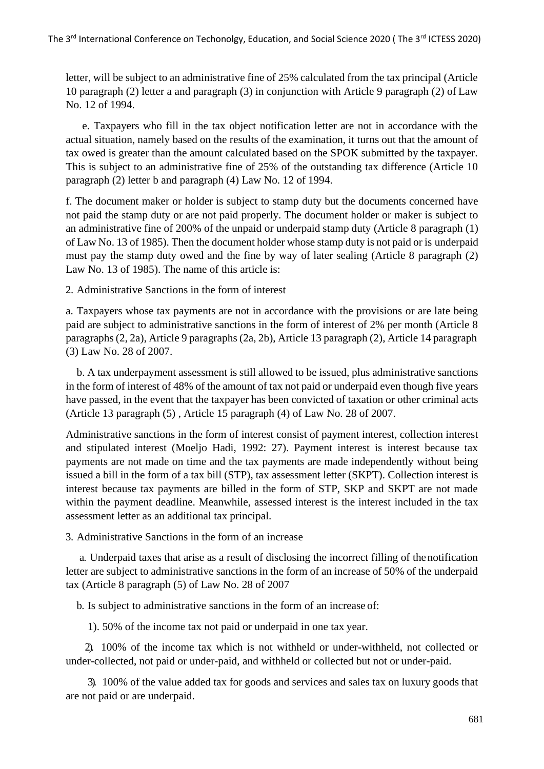letter, will be subject to an administrative fine of 25% calculated from the tax principal (Article 10 paragraph (2) letter a and paragraph (3) in conjunction with Article 9 paragraph (2) of Law No. 12 of 1994.

e. Taxpayers who fill in the tax object notification letter are not in accordance with the actual situation, namely based on the results of the examination, it turns out that the amount of tax owed is greater than the amount calculated based on the SPOK submitted by the taxpayer. This is subject to an administrative fine of 25% of the outstanding tax difference (Article 10 paragraph (2) letter b and paragraph (4) Law No. 12 of 1994.

f. The document maker or holder is subject to stamp duty but the documents concerned have not paid the stamp duty or are not paid properly. The document holder or maker is subject to an administrative fine of 200% of the unpaid or underpaid stamp duty (Article 8 paragraph (1) of Law No. 13 of 1985). Then the document holder whose stamp duty is not paid or is underpaid must pay the stamp duty owed and the fine by way of later sealing (Article 8 paragraph (2) Law No. 13 of 1985). The name of this article is:

2. Administrative Sanctions in the form of interest

a. Taxpayers whose tax payments are not in accordance with the provisions or are late being paid are subject to administrative sanctions in the form of interest of 2% per month (Article 8 paragraphs (2, 2a), Article 9 paragraphs (2a, 2b), Article 13 paragraph (2), Article 14 paragraph (3) Law No. 28 of 2007.

b. A tax underpayment assessment is still allowed to be issued, plus administrative sanctions in the form of interest of 48% of the amount of tax not paid or underpaid even though five years have passed, in the event that the taxpayer has been convicted of taxation or other criminal acts (Article 13 paragraph (5) , Article 15 paragraph (4) of Law No. 28 of 2007.

Administrative sanctions in the form of interest consist of payment interest, collection interest and stipulated interest (Moeljo Hadi, 1992: 27). Payment interest is interest because tax payments are not made on time and the tax payments are made independently without being issued a bill in the form of a tax bill (STP), tax assessment letter (SKPT). Collection interest is interest because tax payments are billed in the form of STP, SKP and SKPT are not made within the payment deadline. Meanwhile, assessed interest is the interest included in the tax assessment letter as an additional tax principal.

3. Administrative Sanctions in the form of an increase

a. Underpaid taxes that arise as a result of disclosing the incorrect filling of the notification letter are subject to administrative sanctions in the form of an increase of 50% of the underpaid tax (Article 8 paragraph (5) of Law No. 28 of 2007

b. Is subject to administrative sanctions in the form of an increase of:

1). 50% of the income tax not paid or underpaid in one tax year.

2). 100% of the income tax which is not withheld or under-withheld, not collected or under-collected, not paid or under-paid, and withheld or collected but not or under-paid.

3). 100% of the value added tax for goods and services and sales tax on luxury goods that are not paid or are underpaid.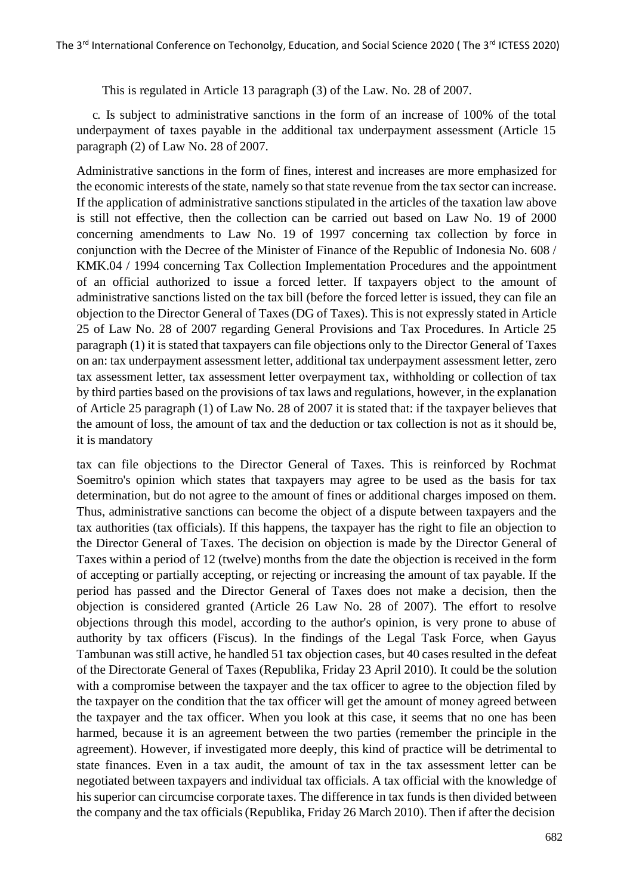This is regulated in Article 13 paragraph (3) of the Law. No. 28 of 2007.

c. Is subject to administrative sanctions in the form of an increase of 100% of the total underpayment of taxes payable in the additional tax underpayment assessment (Article 15 paragraph (2) of Law No. 28 of 2007.

Administrative sanctions in the form of fines, interest and increases are more emphasized for the economic interests of the state, namely so that state revenue from the tax sector can increase. If the application of administrative sanctions stipulated in the articles of the taxation law above is still not effective, then the collection can be carried out based on Law No. 19 of 2000 concerning amendments to Law No. 19 of 1997 concerning tax collection by force in conjunction with the Decree of the Minister of Finance of the Republic of Indonesia No. 608 / KMK.04 / 1994 concerning Tax Collection Implementation Procedures and the appointment of an official authorized to issue a forced letter. If taxpayers object to the amount of administrative sanctions listed on the tax bill (before the forced letter is issued, they can file an objection to the Director General of Taxes (DG of Taxes). This is not expressly stated in Article 25 of Law No. 28 of 2007 regarding General Provisions and Tax Procedures. In Article 25 paragraph (1) it is stated that taxpayers can file objections only to the Director General of Taxes on an: tax underpayment assessment letter, additional tax underpayment assessment letter, zero tax assessment letter, tax assessment letter overpayment tax, withholding or collection of tax by third parties based on the provisions of tax laws and regulations, however, in the explanation of Article 25 paragraph (1) of Law No. 28 of 2007 it is stated that: if the taxpayer believes that the amount of loss, the amount of tax and the deduction or tax collection is not as it should be, it is mandatory

tax can file objections to the Director General of Taxes. This is reinforced by Rochmat Soemitro's opinion which states that taxpayers may agree to be used as the basis for tax determination, but do not agree to the amount of fines or additional charges imposed on them. Thus, administrative sanctions can become the object of a dispute between taxpayers and the tax authorities (tax officials). If this happens, the taxpayer has the right to file an objection to the Director General of Taxes. The decision on objection is made by the Director General of Taxes within a period of 12 (twelve) months from the date the objection is received in the form of accepting or partially accepting, or rejecting or increasing the amount of tax payable. If the period has passed and the Director General of Taxes does not make a decision, then the objection is considered granted (Article 26 Law No. 28 of 2007). The effort to resolve objections through this model, according to the author's opinion, is very prone to abuse of authority by tax officers (Fiscus). In the findings of the Legal Task Force, when Gayus Tambunan was still active, he handled 51 tax objection cases, but 40 cases resulted in the defeat of the Directorate General of Taxes (Republika, Friday 23 April 2010). It could be the solution with a compromise between the taxpayer and the tax officer to agree to the objection filed by the taxpayer on the condition that the tax officer will get the amount of money agreed between the taxpayer and the tax officer. When you look at this case, it seems that no one has been harmed, because it is an agreement between the two parties (remember the principle in the agreement). However, if investigated more deeply, this kind of practice will be detrimental to state finances. Even in a tax audit, the amount of tax in the tax assessment letter can be negotiated between taxpayers and individual tax officials. A tax official with the knowledge of his superior can circumcise corporate taxes. The difference in tax funds is then divided between the company and the tax officials (Republika, Friday 26 March 2010). Then if after the decision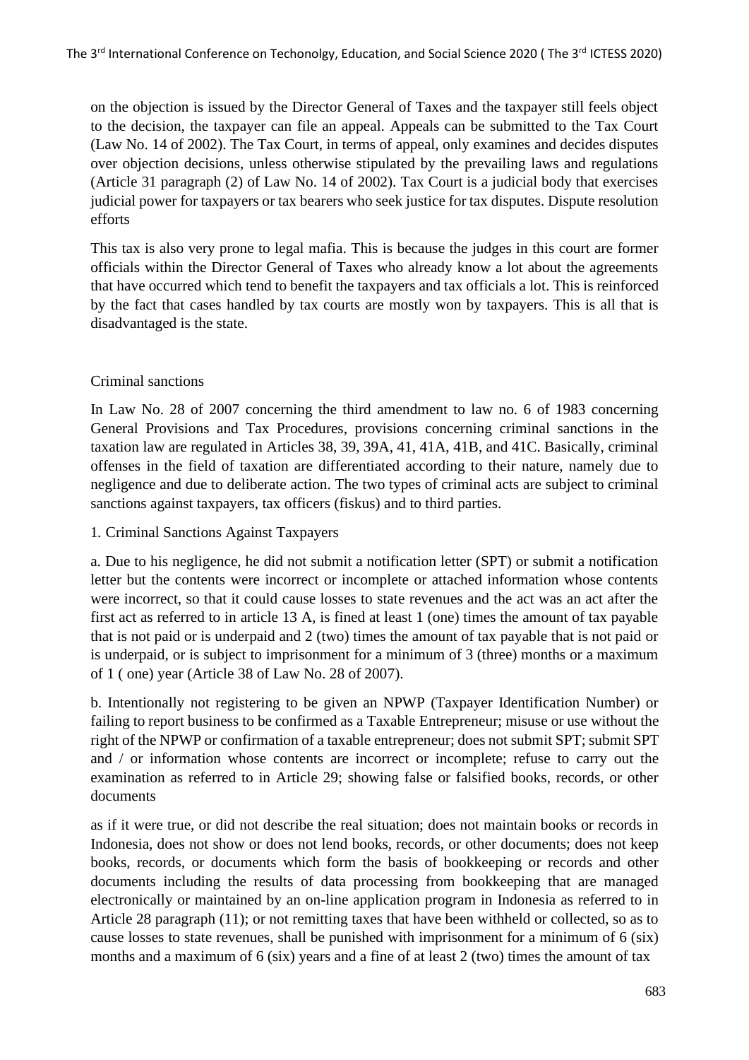on the objection is issued by the Director General of Taxes and the taxpayer still feels object to the decision, the taxpayer can file an appeal. Appeals can be submitted to the Tax Court (Law No. 14 of 2002). The Tax Court, in terms of appeal, only examines and decides disputes over objection decisions, unless otherwise stipulated by the prevailing laws and regulations (Article 31 paragraph (2) of Law No. 14 of 2002). Tax Court is a judicial body that exercises judicial power for taxpayers or tax bearers who seek justice for tax disputes. Dispute resolution efforts

This tax is also very prone to legal mafia. This is because the judges in this court are former officials within the Director General of Taxes who already know a lot about the agreements that have occurred which tend to benefit the taxpayers and tax officials a lot. This is reinforced by the fact that cases handled by tax courts are mostly won by taxpayers. This is all that is disadvantaged is the state.

Criminal sanctions

In Law No. 28 of 2007 concerning the third amendment to law no. 6 of 1983 concerning General Provisions and Tax Procedures, provisions concerning criminal sanctions in the taxation law are regulated in Articles 38, 39, 39A, 41, 41A, 41B, and 41C. Basically, criminal offenses in the field of taxation are differentiated according to their nature, namely due to negligence and due to deliberate action. The two types of criminal acts are subject to criminal sanctions against taxpayers, tax officers (fiskus) and to third parties.

1. Criminal Sanctions Against Taxpayers

a. Due to his negligence, he did not submit a notification letter (SPT) or submit a notification letter but the contents were incorrect or incomplete or attached information whose contents were incorrect, so that it could cause losses to state revenues and the act was an act after the first act as referred to in article 13 A, is fined at least 1 (one) times the amount of tax payable that is not paid or is underpaid and 2 (two) times the amount of tax payable that is not paid or is underpaid, or is subject to imprisonment for a minimum of 3 (three) months or a maximum of 1 ( one) year (Article 38 of Law No. 28 of 2007).

b. Intentionally not registering to be given an NPWP (Taxpayer Identification Number) or failing to report business to be confirmed as a Taxable Entrepreneur; misuse or use without the right of the NPWP or confirmation of a taxable entrepreneur; does not submit SPT; submit SPT and / or information whose contents are incorrect or incomplete; refuse to carry out the examination as referred to in Article 29; showing false or falsified books, records, or other documents as if it were true, or did not describe the real situation; does not maintain books or records in Indonesia, does not show or does not lend books, records, or other documents; does not keep books, records, or documents which form the basis of bookkeeping or records and other documents including the results of data processing from bookkeeping that are managed electronically or maintained by an on-line application program in Indonesia as referred to in Article 28 paragraph (11); or not remitting taxes that have been withheld or collected, so as to cause losses to state revenues, shall be punished with imprisonment for a minimum of 6 (six) months and a maximum of 6 (six) years and a fine of at least 2 (two) times the amount of tax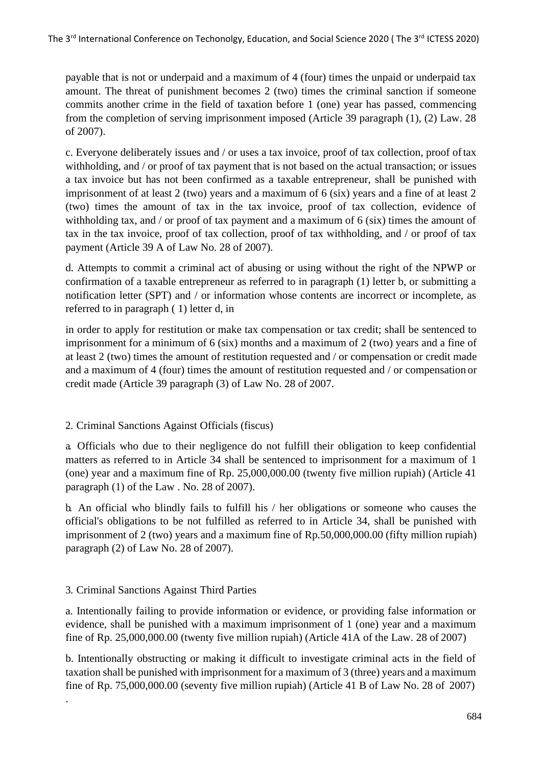payable that is not or underpaid and a maximum of 4 (four) times the unpaid or underpaid tax amount. The threat of punishment becomes 2 (two) times the criminal sanction if someone commits another crime in the field of taxation before 1 (one) year has passed, commencing from the completion of serving imprisonment imposed (Article 39 paragraph (1), (2) Law. 28 of 2007).

c. Everyone deliberately issues and / or uses a tax invoice, proof of tax collection, proof of tax withholding, and / or proof of tax payment that is not based on the actual transaction; or issues a tax invoice but has not been confirmed as a taxable entrepreneur, shall be punished with imprisonment of at least 2 (two) years and a maximum of 6 (six) years and a fine of at least 2 (two) times the amount of tax in the tax invoice, proof of tax collection, evidence of withholding tax, and / or proof of tax payment and a maximum of 6 (six) times the amount of tax in the tax invoice, proof of tax collection, proof of tax withholding, and / or proof of tax payment (Article 39 A of Law No. 28 of 2007).

d. Attempts to commit a criminal act of abusing or using without the right of the NPWP or confirmation of a taxable entrepreneur as referred to in paragraph (1) letter b, or submitting a notification letter (SPT) and / or information whose contents are incorrect or incomplete, as referred to in paragraph ( 1) letter d, in

in order to apply for restitution or make tax compensation or tax credit; shall be sentenced to imprisonment for a minimum of 6 (six) months and a maximum of 2 (two) years and a fine of at least 2 (two) times the amount of restitution requested and / or compensation or credit made and a maximum of 4 (four) times the amount of restitution requested and / or compensation or credit made (Article 39 paragraph (3) of Law No. 28 of 2007.

2. Criminal Sanctions Against Officials (fiscus)

a. Officials who due to their negligence do not fulfill their obligation to keep confidential matters as referred to in Article 34 shall be sentenced to imprisonment for a maximum of 1 (one) year and a maximum fine of Rp. 25,000,000.00 (twenty five million rupiah) (Article 41 paragraph (1) of the Law . No. 28 of 2007).

b. An official who blindly fails to fulfill his / her obligations or someone who causes the official's obligations to be not fulfilled as referred to in Article 34, shall be punished with imprisonment of 2 (two) years and a maximum fine of Rp.50,000,000.00 (fifty million rupiah) paragraph (2) of Law No. 28 of 2007).

3. Criminal Sanctions Against Third Parties

a. Intentionally failing to provide information or evidence, or providing false information or evidence, shall be punished with a maximum imprisonment of 1 (one) year and a maximum fine of Rp. 25,000,000.00 (twenty five million rupiah) (Article 41A of the Law. 28 of 2007)

b. Intentionally obstructing or making it difficult to investigate criminal acts in the field of taxation shall be punished with imprisonment for a maximum of 3 (three) years and a maximum fine of Rp. 75,000,000.00 (seventy five million rupiah) (Article 41 B of Law No. 28 of 2007)
.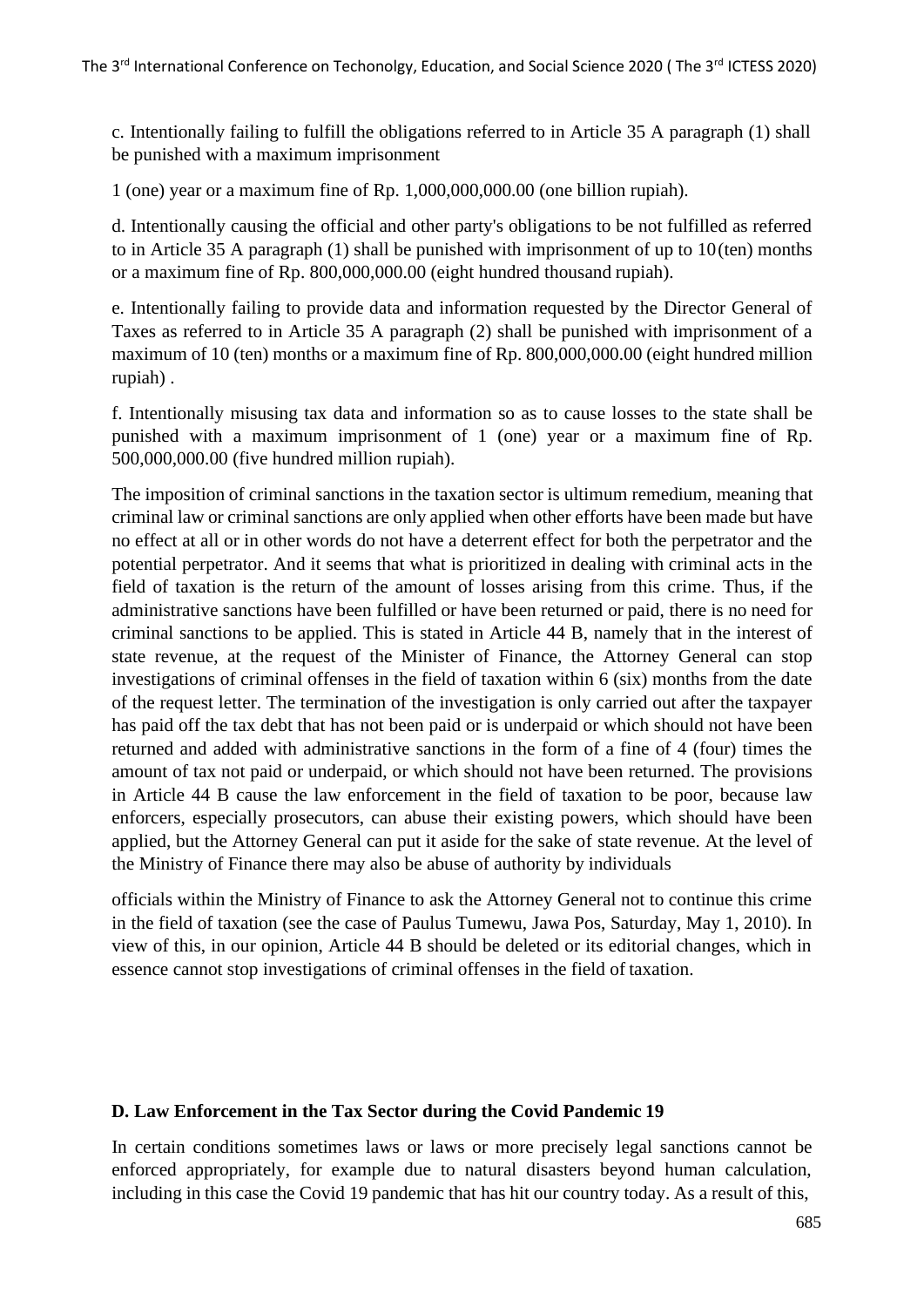c. Intentionally failing to fulfill the obligations referred to in Article 35 A paragraph (1) shall be punished with a maximum imprisonment

1 (one) year or a maximum fine of Rp. 1,000,000,000.00 (one billion rupiah).

d. Intentionally causing the official and other party's obligations to be not fulfilled as referred to in Article 35 A paragraph (1) shall be punished with imprisonment of up to 10 (ten) months or a maximum fine of Rp. 800,000,000.00 (eight hundred thousand rupiah).

e. Intentionally failing to provide data and information requested by the Director General of Taxes as referred to in Article 35 A paragraph (2) shall be punished with imprisonment of a maximum of 10 (ten) months or a maximum fine of Rp. 800,000,000.00 (eight hundred million rupiah) .

f. Intentionally misusing tax data and information so as to cause losses to the state shall be punished with a maximum imprisonment of 1 (one) year or a maximum fine of Rp. 500,000,000.00 (five hundred million rupiah).

The imposition of criminal sanctions in the taxation sector is ultimum remedium, meaning that criminal law or criminal sanctions are only applied when other efforts have been made but have no effect at all or in other words do not have a deterrent effect for both the perpetrator and the potential perpetrator. And it seems that what is prioritized in dealing with criminal acts in the field of taxation is the return of the amount of losses arising from this crime. Thus, if the administrative sanctions have been fulfilled or have been returned or paid, there is no need for criminal sanctions to be applied. This is stated in Article 44 B, namely that in the interest of state revenue, at the request of the Minister of Finance, the Attorney General can stop investigations of criminal offenses in the field of taxation within 6 (six) months from the date of the request letter. The termination of the investigation is only carried out after the taxpayer has paid off the tax debt that has not been paid or is underpaid or which should not have been returned and added with administrative sanctions in the form of a fine of 4 (four) times the amount of tax not paid or underpaid, or which should not have been returned. The provisions in Article 44 B cause the law enforcement in the field of taxation to be poor, because law enforcers, especially prosecutors, can abuse their existing powers, which should have been applied, but the Attorney General can put it aside for the sake of state revenue. At the level of the Ministry of Finance there may also be abuse of authority by individuals

officials within the Ministry of Finance to ask the Attorney General not to continue this crime in the field of taxation (see the case of Paulus Tumewu, Jawa Pos, Saturday, May 1, 2010). In view of this, in our opinion, Article 44 B should be deleted or its editorial changes, which in essence cannot stop investigations of criminal offenses in the field of taxation.

## D. Law Enforcement in the Tax Sector during the Covid Pandemic 19

In certain conditions sometimes laws or laws or more precisely legal sanctions cannot be enforced appropriately, for example due to natural disasters beyond human calculation, including in this case the Covid 19 pandemic that has hit our country today. As a result of this,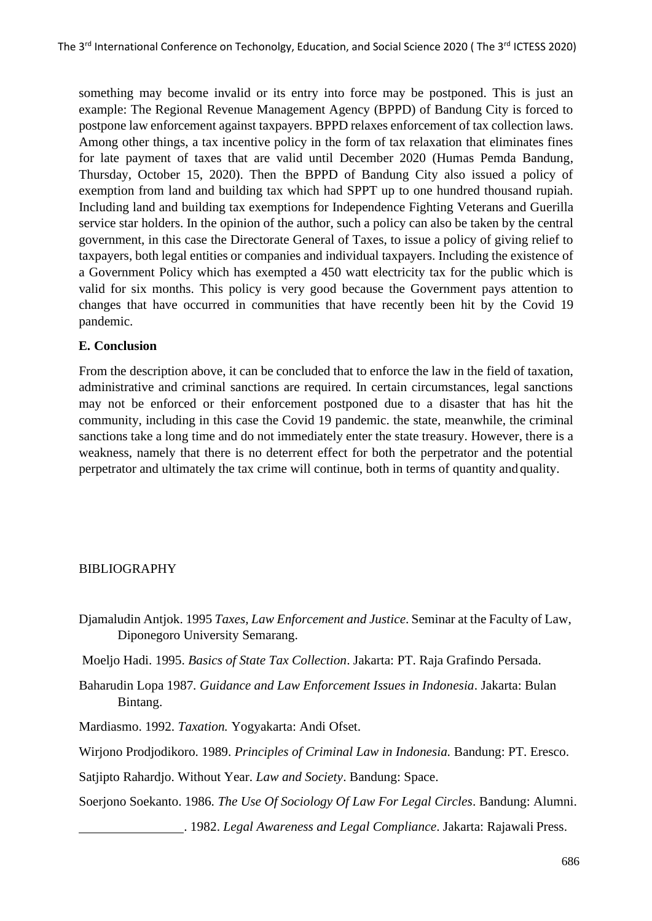something may become invalid or its entry into force may be postponed. This is just an example: The Regional Revenue Management Agency (BPPD) of Bandung City is forced to postpone law enforcement against taxpayers. BPPD relaxes enforcement of tax collection laws. Among other things, a tax incentive policy in the form of tax relaxation that eliminates fines for late payment of taxes that are valid until December 2020 (Humas Pemda Bandung, Thursday, October 15, 2020). Then the BPPD of Bandung City also issued a policy of exemption from land and building tax which had SPPT up to one hundred thousand rupiah. Including land and building tax exemptions for Independence Fighting Veterans and Guerilla service star holders. In the opinion of the author, such a policy can also be taken by the central government, in this case the Directorate General of Taxes, to issue a policy of giving relief to taxpayers, both legal entities or companies and individual taxpayers. Including the existence of a Government Policy which has exempted a 450 watt electricity tax for the public which is valid for six months. This policy is very good because the Government pays attention to changes that have occurred in communities that have recently been hit by the Covid 19 pandemic.

## E. Conclusion

From the description above, it can be concluded that to enforce the law in the field of taxation, administrative and criminal sanctions are required. In certain circumstances, legal sanctions may not be enforced or their enforcement postponed due to a disaster that has hit the community, including in this case the Covid 19 pandemic. the state, meanwhile, the criminal sanctions take a long time and do not immediately enter the state treasury. However, there is a weakness, namely that there is no deterrent effect for both the perpetrator and the potential perpetrator and ultimately the tax crime will continue, both in terms of quantity and quality.

## BIBLIOGRAPHY

Djamaludin Antjok. 1995 *Taxes, Law Enforcement and Justice*. Seminar at the Faculty of Law, Diponegoro University Semarang.

Moeljo Hadi. 1995. *Basics of State Tax Collection*. Jakarta: PT. Raja Grafindo Persada.

Baharudin Lopa 1987. *Guidance and Law Enforcement Issues in Indonesia*. Jakarta: Bulan Bintang.

Mardiasmo. 1992. *Taxation.* Yogyakarta: Andi Ofset.

Wirjono Prodjodikoro. 1989. *Principles of Criminal Law in Indonesia.* Bandung: PT. Eresco.

Satjipto Rahardjo. Without Year. *Law and Society*. Bandung: Space.

Soerjono Soekanto. 1986. *The Use Of Sociology Of Law For Legal Circles*. Bandung: Alumni.

\_\_\_\_\_\_\_\_\_\_\_\_\_\_\_\_. 1982. *Legal Awareness and Legal Compliance*. Jakarta: Rajawali Press.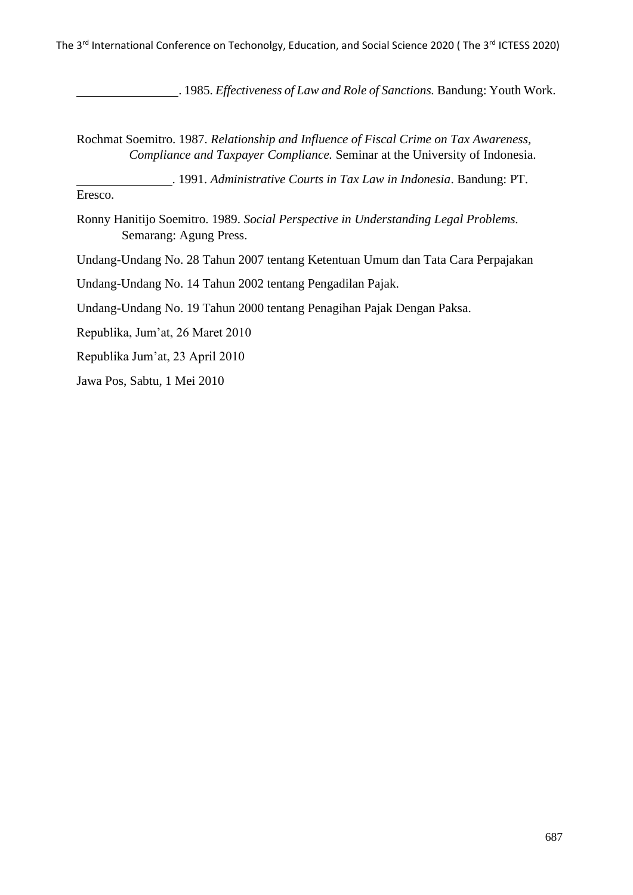\_\_\_\_\_\_\_\_\_\_\_\_\_\_\_\_. 1985. *Effectiveness of Law and Role of Sanctions.* Bandung: Youth Work.

Rochmat Soemitro. 1987. *Relationship and Influence of Fiscal Crime on Tax Awareness, Compliance and Taxpayer Compliance.* Seminar at the University of Indonesia.

\_\_\_\_\_\_\_\_\_\_\_\_\_\_\_\_. 1991. *Administrative Courts in Tax Law in Indonesia*. Bandung: PT. Eresco.

Ronny Hanitijo Soemitro. 1989. *Social Perspective in Understanding Legal Problems.* Semarang: Agung Press.

Undang-Undang No. 28 Tahun 2007 tentang Ketentuan Umum dan Tata Cara Perpajakan

Undang-Undang No. 14 Tahun 2002 tentang Pengadilan Pajak.

Undang-Undang No. 19 Tahun 2000 tentang Penagihan Pajak Dengan Paksa.

Republika, Jum'at, 26 Maret 2010

Republika Jum'at, 23 April 2010

Jawa Pos, Sabtu, 1 Mei 2010